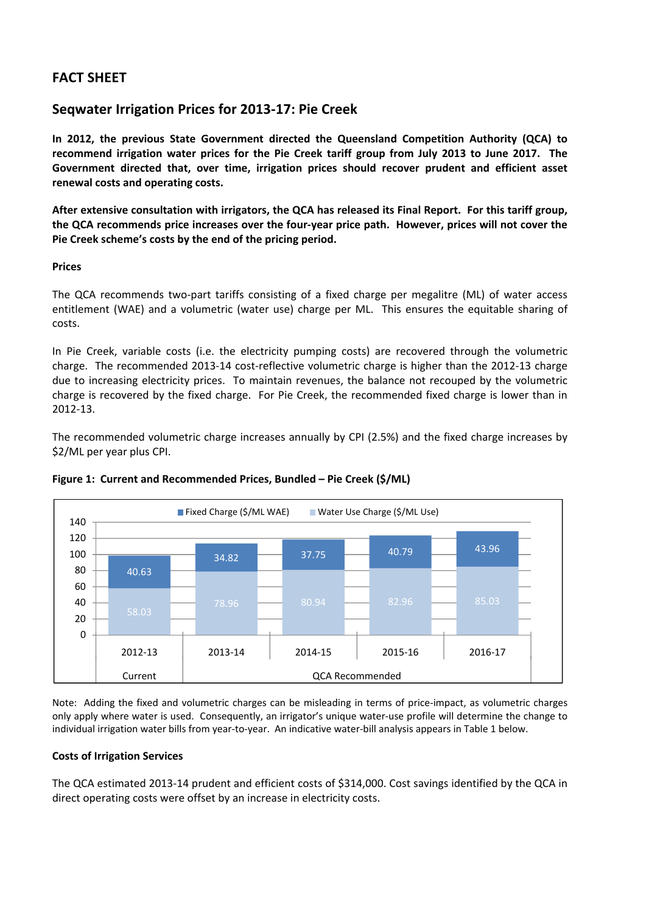## FACT SHEET

## Seqwater Irrigation Prices for 2013-17: Pie Creek

**In 2012, the previous State Government directed the Queensland Competition Authority (QCA) to recommend irrigation water prices for the Pie Creek tariff group from July 2013 to June 2017. The Government directed that, over time, irrigation prices should recover prudent and efficient asset renewal costs and operating costs.**

**After extensive consultation with irrigators, the QCA has released its Final Report. For this tariff group, the QCA recommends price increases over the four-year price path. However, prices will not cover the Pie Creek scheme's costs by the end of the pricing period.**

### Prices

The QCA recommends two-part tariffs consisting of a fixed charge per megalitre (ML) of water access entitlement (WAE) and a volumetric (water use) charge per ML. This ensures the equitable sharing of costs.

In Pie Creek, variable costs (i.e. the electricity pumping costs) are recovered through the volumetric charge. The recommended 2013-14 cost-reflective volumetric charge is higher than the 2012-13 charge due to increasing electricity prices. To maintain revenues, the balance not recouped by the volumetric charge is recovered by the fixed charge. For Pie Creek, the recommended fixed charge is lower than in 2012-13.

The recommended volumetric charge increases annually by CPI (2.5%) and the fixed charge increases by \$2/ML per year plus CPI.

**Figure 1: Current and Recommended Prices, Bundled – Pie Creek (\$/ML)**

| | Current | QCA Recommended | | | |
|---|---|---|---|---|---|
| | 2012-13 | 2013-14 | 2014-15 | 2015-16 | 2016-17 |
| Fixed Charge (\$/ML WAE) | 40.63 | 34.82 | 37.75 | 40.79 | 43.96 |
| Water Use Charge (\$/ML Use) | 58.03 | 78.96 | 80.94 | 82.96 | 85.03 |

Note: Adding the fixed and volumetric charges can be misleading in terms of price-impact, as volumetric charges only apply where water is used. Consequently, an irrigator's unique water-use profile will determine the change to individual irrigation water bills from year-to-year. An indicative water-bill analysis appears in Table 1 below.

### Costs of Irrigation Services

The QCA estimated 2013-14 prudent and efficient costs of \$314,000. Cost savings identified by the QCA in direct operating costs were offset by an increase in electricity costs.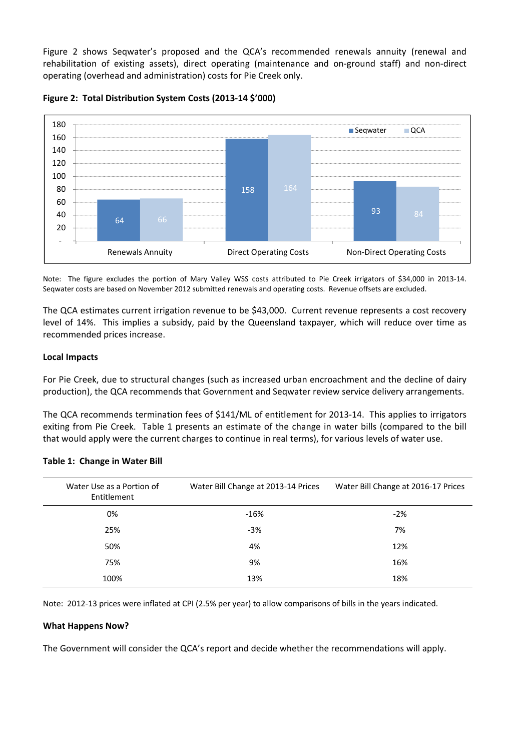Figure 2 shows Seqwater's proposed and the QCA's recommended renewals annuity (renewal and rehabilitation of existing assets), direct operating (maintenance and on-ground staff) and non-direct operating (overhead and administration) costs for Pie Creek only.

**Figure 2: Total Distribution System Costs (2013-14 $'000)**

180
160
140
120
100
80
60
40
20
-

Seqwater
QCA

64
66
Renewals Annuity

158
164
Direct Operating Costs

93
84
Non-Direct Operating Costs

Note: The figure excludes the portion of Mary Valley WSS costs attributed to Pie Creek irrigators of $34,000 in 2013-14. Seqwater costs are based on November 2012 submitted renewals and operating costs. Revenue offsets are excluded.

The QCA estimates current irrigation revenue to be $43,000. Current revenue represents a cost recovery level of 14%. This implies a subsidy, paid by the Queensland taxpayer, which will reduce over time as recommended prices increase.

**Local Impacts**

For Pie Creek, due to structural changes (such as increased urban encroachment and the decline of dairy production), the QCA recommends that Government and Seqwater review service delivery arrangements.

The QCA recommends termination fees of $141/ML of entitlement for 2013-14. This applies to irrigators exiting from Pie Creek. Table 1 presents an estimate of the change in water bills (compared to the bill that would apply were the current charges to continue in real terms), for various levels of water use.

**Table 1: Change in Water Bill**

| Water Use as a Portion of Entitlement | Water Bill Change at 2013-14 Prices | Water Bill Change at 2016-17 Prices |
|---|---|---|
| 0% | -16% | -2% |
| 25% | -3% | 7% |
| 50% | 4% | 12% |
| 75% | 9% | 16% |
| 100% | 13% | 18% |

Note: 2012-13 prices were inflated at CPI (2.5% per year) to allow comparisons of bills in the years indicated.

**What Happens Now?**

The Government will consider the QCA's report and decide whether the recommendations will apply.